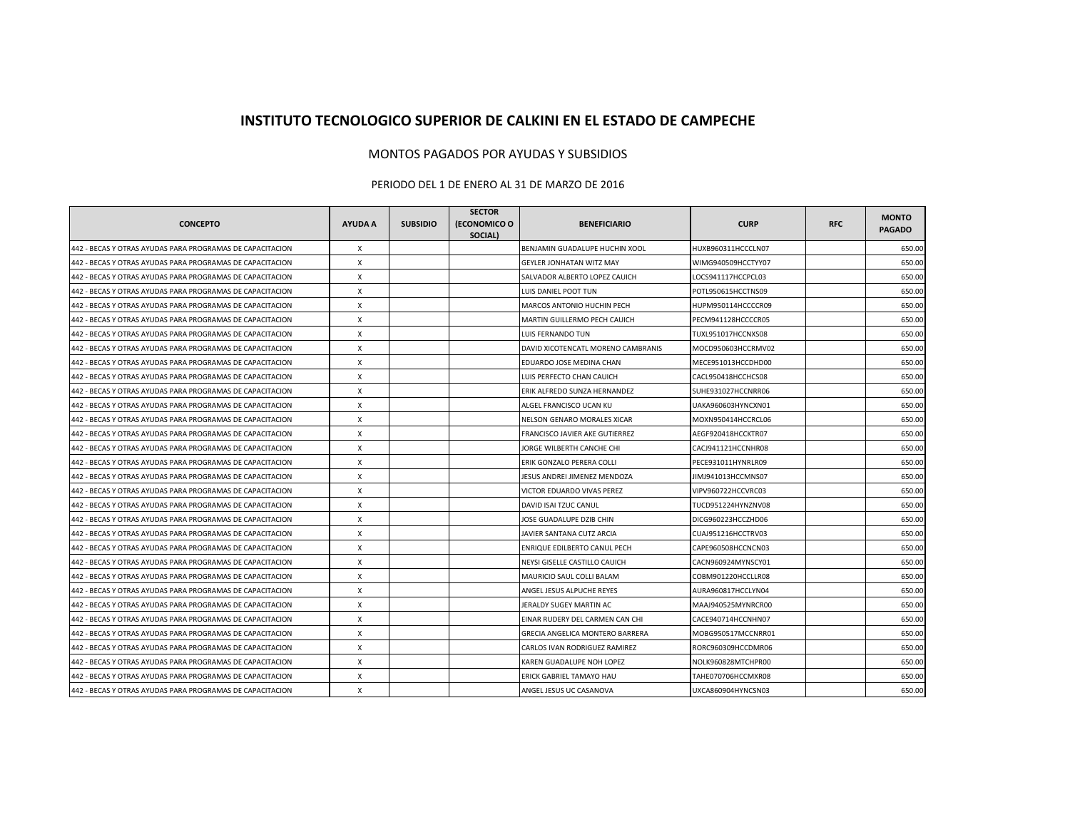# INSTITUTO TECNOLOGICO SUPERIOR DE CALKINI EN EL ESTADO DE CAMPECHE

MONTOS PAGADOS POR AYUDAS Y SUBSIDIOS

PERIODO DEL 1 DE ENERO AL 31 DE MARZO DE 2016

| CONCEPTO | AYUDA A | SUBSIDIO | SECTOR (ECONOMICO O SOCIAL) | BENEFICIARIO | CURP | RFC | MONTO PAGADO |
|---|---|---|---|---|---|---|---|
| 442 - BECAS Y OTRAS AYUDAS PARA PROGRAMAS DE CAPACITACION | X | | | BENJAMIN GUADALUPE HUCHIN XOOL | HUXB960311HCCCLN07 | | 650.00 |
| 442 - BECAS Y OTRAS AYUDAS PARA PROGRAMAS DE CAPACITACION | X | | | GEYLER JONHATAN WITZ MAY | WIMG940509HCCTYY07 | | 650.00 |
| 442 - BECAS Y OTRAS AYUDAS PARA PROGRAMAS DE CAPACITACION | X | | | SALVADOR ALBERTO LOPEZ CAUICH | LOCS941117HCCPCL03 | | 650.00 |
| 442 - BECAS Y OTRAS AYUDAS PARA PROGRAMAS DE CAPACITACION | X | | | LUIS DANIEL POOT TUN | POTL950615HCCTNS09 | | 650.00 |
| 442 - BECAS Y OTRAS AYUDAS PARA PROGRAMAS DE CAPACITACION | X | | | MARCOS ANTONIO HUCHIN PECH | HUPM950114HCCCCR09 | | 650.00 |
| 442 - BECAS Y OTRAS AYUDAS PARA PROGRAMAS DE CAPACITACION | X | | | MARTIN GUILLERMO PECH CAUICH | PECM941128HCCCCR05 | | 650.00 |
| 442 - BECAS Y OTRAS AYUDAS PARA PROGRAMAS DE CAPACITACION | X | | | LUIS FERNANDO TUN | TUXL951017HCCNXS08 | | 650.00 |
| 442 - BECAS Y OTRAS AYUDAS PARA PROGRAMAS DE CAPACITACION | X | | | DAVID XICOTENCATL MORENO CAMBRANIS | MOCD950603HCCRMV02 | | 650.00 |
| 442 - BECAS Y OTRAS AYUDAS PARA PROGRAMAS DE CAPACITACION | X | | | EDUARDO JOSE MEDINA CHAN | MECE951013HCCDHD00 | | 650.00 |
| 442 - BECAS Y OTRAS AYUDAS PARA PROGRAMAS DE CAPACITACION | X | | | LUIS PERFECTO CHAN CAUICH | CACL950418HCCHCS08 | | 650.00 |
| 442 - BECAS Y OTRAS AYUDAS PARA PROGRAMAS DE CAPACITACION | X | | | ERIK ALFREDO SUNZA HERNANDEZ | SUHE931027HCCNRR06 | | 650.00 |
| 442 - BECAS Y OTRAS AYUDAS PARA PROGRAMAS DE CAPACITACION | X | | | ALGEL FRANCISCO UCAN KU | UAKA960603HYNCXN01 | | 650.00 |
| 442 - BECAS Y OTRAS AYUDAS PARA PROGRAMAS DE CAPACITACION | X | | | NELSON GENARO MORALES XICAR | MOXN950414HCCRCL06 | | 650.00 |
| 442 - BECAS Y OTRAS AYUDAS PARA PROGRAMAS DE CAPACITACION | X | | | FRANCISCO JAVIER AKE GUTIERREZ | AEGF920418HCCKTR07 | | 650.00 |
| 442 - BECAS Y OTRAS AYUDAS PARA PROGRAMAS DE CAPACITACION | X | | | JORGE WILBERTH CANCHE CHI | CACJ941121HCCNHR08 | | 650.00 |
| 442 - BECAS Y OTRAS AYUDAS PARA PROGRAMAS DE CAPACITACION | X | | | ERIK GONZALO PERERA COLLI | PECE931011HYNRLR09 | | 650.00 |
| 442 - BECAS Y OTRAS AYUDAS PARA PROGRAMAS DE CAPACITACION | X | | | JESUS ANDREI JIMENEZ MENDOZA | JIMJ941013HCCMNS07 | | 650.00 |
| 442 - BECAS Y OTRAS AYUDAS PARA PROGRAMAS DE CAPACITACION | X | | | VICTOR EDUARDO VIVAS PEREZ | VIPV960722HCCVRC03 | | 650.00 |
| 442 - BECAS Y OTRAS AYUDAS PARA PROGRAMAS DE CAPACITACION | X | | | DAVID ISAI TZUC CANUL | TUCD951224HYNZNV08 | | 650.00 |
| 442 - BECAS Y OTRAS AYUDAS PARA PROGRAMAS DE CAPACITACION | X | | | JOSE GUADALUPE DZIB CHIN | DICG960223HCCZHD06 | | 650.00 |
| 442 - BECAS Y OTRAS AYUDAS PARA PROGRAMAS DE CAPACITACION | X | | | JAVIER SANTANA CUTZ ARCIA | CUAJ951216HCCTRV03 | | 650.00 |
| 442 - BECAS Y OTRAS AYUDAS PARA PROGRAMAS DE CAPACITACION | X | | | ENRIQUE EDILBERTO CANUL PECH | CAPE960508HCCNCN03 | | 650.00 |
| 442 - BECAS Y OTRAS AYUDAS PARA PROGRAMAS DE CAPACITACION | X | | | NEYSI GISELLE CASTILLO CAUICH | CACN960924MYNSCY01 | | 650.00 |
| 442 - BECAS Y OTRAS AYUDAS PARA PROGRAMAS DE CAPACITACION | X | | | MAURICIO SAUL COLLI BALAM | COBM901220HCCLLR08 | | 650.00 |
| 442 - BECAS Y OTRAS AYUDAS PARA PROGRAMAS DE CAPACITACION | X | | | ANGEL JESUS ALPUCHE REYES | AURA960817HCCLYN04 | | 650.00 |
| 442 - BECAS Y OTRAS AYUDAS PARA PROGRAMAS DE CAPACITACION | X | | | JERALDY SUGEY MARTIN AC | MAAJ940525MYNRCR00 | | 650.00 |
| 442 - BECAS Y OTRAS AYUDAS PARA PROGRAMAS DE CAPACITACION | X | | | EINAR RUDERY DEL CARMEN CAN CHI | CACE940714HCCNHN07 | | 650.00 |
| 442 - BECAS Y OTRAS AYUDAS PARA PROGRAMAS DE CAPACITACION | X | | | GRECIA ANGELICA MONTERO BARRERA | MOBG950517MCCNRR01 | | 650.00 |
| 442 - BECAS Y OTRAS AYUDAS PARA PROGRAMAS DE CAPACITACION | X | | | CARLOS IVAN RODRIGUEZ RAMIREZ | RORC960309HCCDMR06 | | 650.00 |
| 442 - BECAS Y OTRAS AYUDAS PARA PROGRAMAS DE CAPACITACION | X | | | KAREN GUADALUPE NOH LOPEZ | NOLK960828MTCHPR00 | | 650.00 |
| 442 - BECAS Y OTRAS AYUDAS PARA PROGRAMAS DE CAPACITACION | X | | | ERICK GABRIEL TAMAYO HAU | TAHE070706HCCMXR08 | | 650.00 |
| 442 - BECAS Y OTRAS AYUDAS PARA PROGRAMAS DE CAPACITACION | X | | | ANGEL JESUS UC CASANOVA | UXCA860904HYNCSN03 | | 650.00 |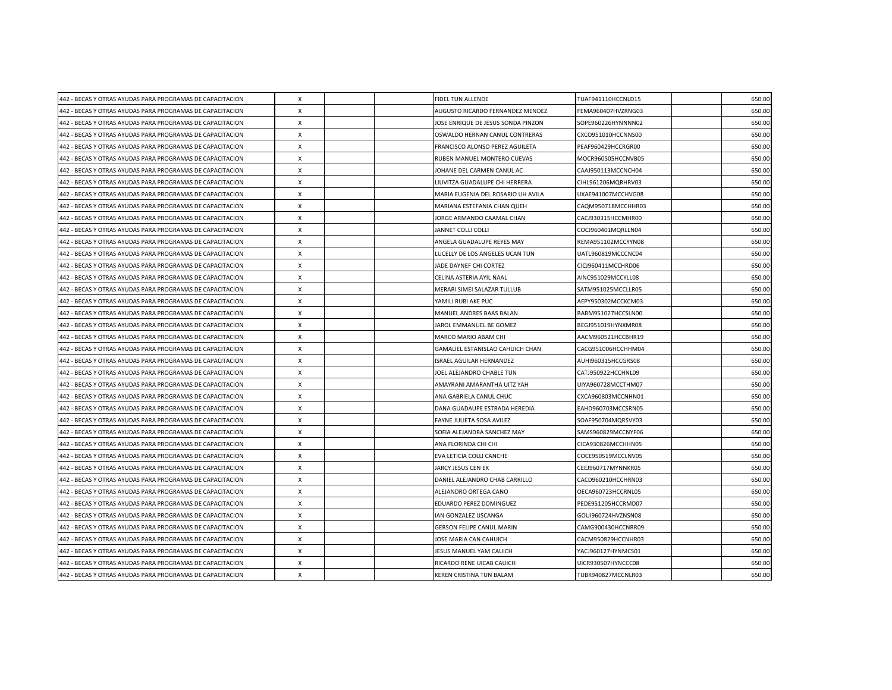| | | | | | | | |
|---|---|---|---|---|---|---|---|
| 442 - BECAS Y OTRAS AYUDAS PARA PROGRAMAS DE CAPACITACION | X | | | FIDEL TUN ALLENDE | TUAF941110HCCNLD15 | | 650.00 |
| 442 - BECAS Y OTRAS AYUDAS PARA PROGRAMAS DE CAPACITACION | X | | | AUGUSTO RICARDO FERNANDEZ MENDEZ | FEMA960407HVZRNG03 | | 650.00 |
| 442 - BECAS Y OTRAS AYUDAS PARA PROGRAMAS DE CAPACITACION | X | | | JOSE ENRIQUE DE JESUS SONDA PINZON | SOPE960226HYNNNN02 | | 650.00 |
| 442 - BECAS Y OTRAS AYUDAS PARA PROGRAMAS DE CAPACITACION | X | | | OSWALDO HERNAN CANUL CONTRERAS | CXCO951010HCCNNS00 | | 650.00 |
| 442 - BECAS Y OTRAS AYUDAS PARA PROGRAMAS DE CAPACITACION | X | | | FRANCISCO ALONSO PEREZ AGUILETA | PEAF960429HCCRGR00 | | 650.00 |
| 442 - BECAS Y OTRAS AYUDAS PARA PROGRAMAS DE CAPACITACION | X | | | RUBEN MANUEL MONTERO CUEVAS | MOCR960505HCCNVB05 | | 650.00 |
| 442 - BECAS Y OTRAS AYUDAS PARA PROGRAMAS DE CAPACITACION | X | | | JOHANE DEL CARMEN CANUL AC | CAAJ950113MCCNCH04 | | 650.00 |
| 442 - BECAS Y OTRAS AYUDAS PARA PROGRAMAS DE CAPACITACION | X | | | LIUVITZA GUADALUPE CHI HERRERA | CIHL961206MQRHRV03 | | 650.00 |
| 442 - BECAS Y OTRAS AYUDAS PARA PROGRAMAS DE CAPACITACION | X | | | MARIA EUGENIA DEL ROSARIO UH AVILA | UXAE941007MCCHVG08 | | 650.00 |
| 442 - BECAS Y OTRAS AYUDAS PARA PROGRAMAS DE CAPACITACION | X | | | MARIANA ESTEFANIA CHAN QUEH | CAQM950718MCCHHR03 | | 650.00 |
| 442 - BECAS Y OTRAS AYUDAS PARA PROGRAMAS DE CAPACITACION | X | | | JORGE ARMANDO CAAMAL CHAN | CACJ930315HCCMHR00 | | 650.00 |
| 442 - BECAS Y OTRAS AYUDAS PARA PROGRAMAS DE CAPACITACION | X | | | JANNET COLLI COLLI | COCJ960401MQRLLN04 | | 650.00 |
| 442 - BECAS Y OTRAS AYUDAS PARA PROGRAMAS DE CAPACITACION | X | | | ANGELA GUADALUPE REYES MAY | REMA951102MCCYYN08 | | 650.00 |
| 442 - BECAS Y OTRAS AYUDAS PARA PROGRAMAS DE CAPACITACION | X | | | LUCELLY DE LOS ANGELES UCAN TUN | UATL960819MCCCNC04 | | 650.00 |
| 442 - BECAS Y OTRAS AYUDAS PARA PROGRAMAS DE CAPACITACION | X | | | JADE DAYNEF CHI CORTEZ | CICJ960411MCCHRD06 | | 650.00 |
| 442 - BECAS Y OTRAS AYUDAS PARA PROGRAMAS DE CAPACITACION | X | | | CELINA ASTERIA AYIL NAAL | AINC951029MCCYLL08 | | 650.00 |
| 442 - BECAS Y OTRAS AYUDAS PARA PROGRAMAS DE CAPACITACION | X | | | MERARI SIMEI SALAZAR TULLUB | SATM951025MCCLLR05 | | 650.00 |
| 442 - BECAS Y OTRAS AYUDAS PARA PROGRAMAS DE CAPACITACION | X | | | YAMILI RUBI AKE PUC | AEPY950302MCCKCM03 | | 650.00 |
| 442 - BECAS Y OTRAS AYUDAS PARA PROGRAMAS DE CAPACITACION | X | | | MANUEL ANDRES BAAS BALAN | BABM951027HCCSLN00 | | 650.00 |
| 442 - BECAS Y OTRAS AYUDAS PARA PROGRAMAS DE CAPACITACION | X | | | JAROL EMMANUEL BE GOMEZ | BEGJ951019HYNXMR08 | | 650.00 |
| 442 - BECAS Y OTRAS AYUDAS PARA PROGRAMAS DE CAPACITACION | X | | | MARCO MARIO ABAM CHI | AACM960521HCCBHR19 | | 650.00 |
| 442 - BECAS Y OTRAS AYUDAS PARA PROGRAMAS DE CAPACITACION | X | | | GAMALIEL ESTANISLAO CAHUICH CHAN | CACG951006HCCHHM04 | | 650.00 |
| 442 - BECAS Y OTRAS AYUDAS PARA PROGRAMAS DE CAPACITACION | X | | | ISRAEL AGUILAR HERNANDEZ | AUHI960315HCCGRS08 | | 650.00 |
| 442 - BECAS Y OTRAS AYUDAS PARA PROGRAMAS DE CAPACITACION | X | | | JOEL ALEJANDRO CHABLE TUN | CATJ950922HCCHNL09 | | 650.00 |
| 442 - BECAS Y OTRAS AYUDAS PARA PROGRAMAS DE CAPACITACION | X | | | AMAYRANI AMARANTHA UITZ YAH | UIYA960728MCCTHM07 | | 650.00 |
| 442 - BECAS Y OTRAS AYUDAS PARA PROGRAMAS DE CAPACITACION | X | | | ANA GABRIELA CANUL CHUC | CXCA960803MCCNHN01 | | 650.00 |
| 442 - BECAS Y OTRAS AYUDAS PARA PROGRAMAS DE CAPACITACION | X | | | DANA GUADAUPE ESTRADA HEREDIA | EAHD960703MCCSRN05 | | 650.00 |
| 442 - BECAS Y OTRAS AYUDAS PARA PROGRAMAS DE CAPACITACION | X | | | FAYNE JULIETA SOSA AVILEZ | SOAF950704MQRSVY03 | | 650.00 |
| 442 - BECAS Y OTRAS AYUDAS PARA PROGRAMAS DE CAPACITACION | X | | | SOFIA ALEJANDRA SANCHEZ MAY | SAMS960829MCCNYF06 | | 650.00 |
| 442 - BECAS Y OTRAS AYUDAS PARA PROGRAMAS DE CAPACITACION | X | | | ANA FLORINDA CHI CHI | CICA930826MCCHHN05 | | 650.00 |
| 442 - BECAS Y OTRAS AYUDAS PARA PROGRAMAS DE CAPACITACION | X | | | EVA LETICIA COLLI CANCHE | COCE950519MCCLNV05 | | 650.00 |
| 442 - BECAS Y OTRAS AYUDAS PARA PROGRAMAS DE CAPACITACION | X | | | JARCY JESUS CEN EK | CEEJ960717MYNNKR05 | | 650.00 |
| 442 - BECAS Y OTRAS AYUDAS PARA PROGRAMAS DE CAPACITACION | X | | | DANIEL ALEJANDRO CHAB CARRILLO | CACD960210HCCHRN03 | | 650.00 |
| 442 - BECAS Y OTRAS AYUDAS PARA PROGRAMAS DE CAPACITACION | X | | | ALEJANDRO ORTEGA CANO | OECA960723HCCRNL05 | | 650.00 |
| 442 - BECAS Y OTRAS AYUDAS PARA PROGRAMAS DE CAPACITACION | X | | | EDUARDO PEREZ DOMINGUEZ | PEDE951205HCCRMD07 | | 650.00 |
| 442 - BECAS Y OTRAS AYUDAS PARA PROGRAMAS DE CAPACITACION | X | | | IAN GONZALEZ USCANGA | GOUI960724HVZNSN08 | | 650.00 |
| 442 - BECAS Y OTRAS AYUDAS PARA PROGRAMAS DE CAPACITACION | X | | | GERSON FELIPE CANUL MARIN | CAMG900430HCCNRR09 | | 650.00 |
| 442 - BECAS Y OTRAS AYUDAS PARA PROGRAMAS DE CAPACITACION | X | | | JOSE MARIA CAN CAHUICH | CACM950829HCCNHR03 | | 650.00 |
| 442 - BECAS Y OTRAS AYUDAS PARA PROGRAMAS DE CAPACITACION | X | | | JESUS MANUEL YAM CAUICH | YACJ960127HYNMCS01 | | 650.00 |
| 442 - BECAS Y OTRAS AYUDAS PARA PROGRAMAS DE CAPACITACION | X | | | RICARDO RENE UICAB CAUICH | UICR930507HYNCCC08 | | 650.00 |
| 442 - BECAS Y OTRAS AYUDAS PARA PROGRAMAS DE CAPACITACION | X | | | KEREN CRISTINA TUN BALAM | TUBK940827MCCNLR03 | | 650.00 |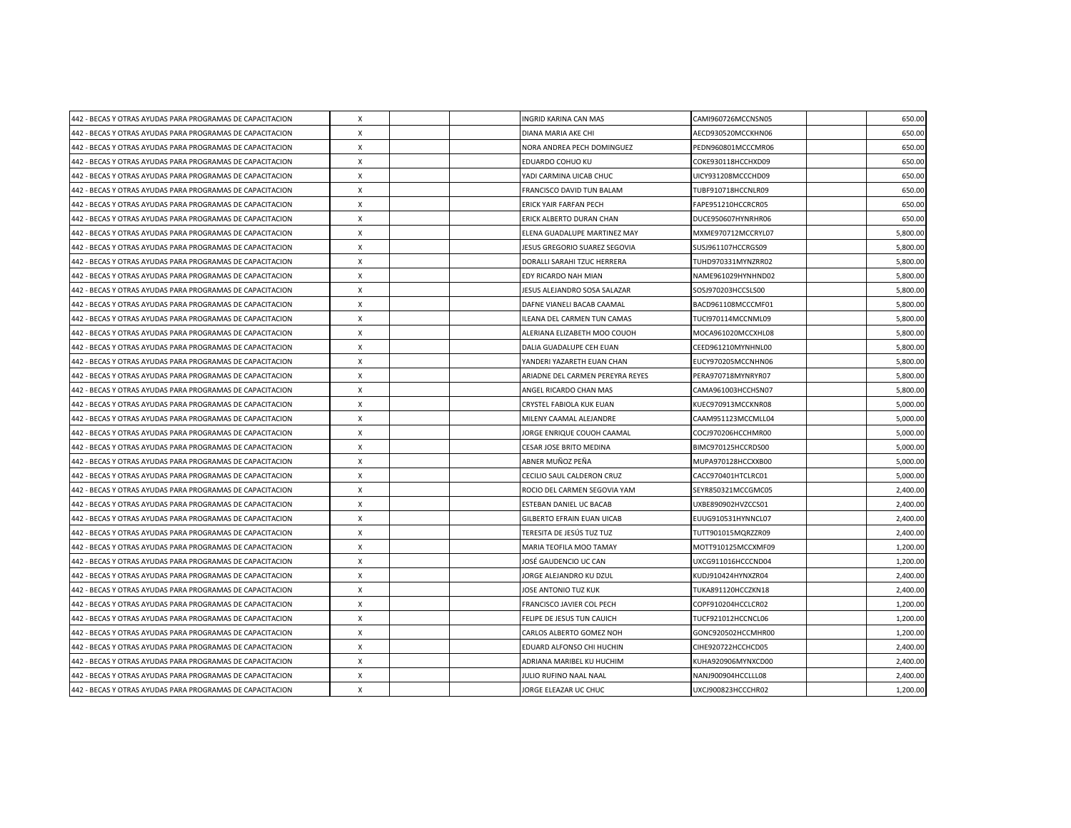| | | | | | | | |
|---|---|---|---|---|---|---|---|
| 442 - BECAS Y OTRAS AYUDAS PARA PROGRAMAS DE CAPACITACION | X | | | INGRID KARINA CAN MAS | CAMI960726MCCNSN05 | | 650.00 |
| 442 - BECAS Y OTRAS AYUDAS PARA PROGRAMAS DE CAPACITACION | X | | | DIANA MARIA AKE CHI | AECD930520MCCKHN06 | | 650.00 |
| 442 - BECAS Y OTRAS AYUDAS PARA PROGRAMAS DE CAPACITACION | X | | | NORA ANDREA PECH DOMINGUEZ | PEDN960801MCCCMR06 | | 650.00 |
| 442 - BECAS Y OTRAS AYUDAS PARA PROGRAMAS DE CAPACITACION | X | | | EDUARDO COHUO KU | COKE930118HCCHXD09 | | 650.00 |
| 442 - BECAS Y OTRAS AYUDAS PARA PROGRAMAS DE CAPACITACION | X | | | YADI CARMINA UICAB CHUC | UICY931208MCCCHD09 | | 650.00 |
| 442 - BECAS Y OTRAS AYUDAS PARA PROGRAMAS DE CAPACITACION | X | | | FRANCISCO DAVID TUN BALAM | TUBF910718HCCNLR09 | | 650.00 |
| 442 - BECAS Y OTRAS AYUDAS PARA PROGRAMAS DE CAPACITACION | X | | | ERICK YAIR FARFAN PECH | FAPE951210HCCRCR05 | | 650.00 |
| 442 - BECAS Y OTRAS AYUDAS PARA PROGRAMAS DE CAPACITACION | X | | | ERICK ALBERTO DURAN CHAN | DUCE950607HYNRHR06 | | 650.00 |
| 442 - BECAS Y OTRAS AYUDAS PARA PROGRAMAS DE CAPACITACION | X | | | ELENA GUADALUPE MARTINEZ MAY | MXME970712MCCRYL07 | | 5,800.00 |
| 442 - BECAS Y OTRAS AYUDAS PARA PROGRAMAS DE CAPACITACION | X | | | JESUS GREGORIO SUAREZ SEGOVIA | SUSJ961107HCCRGS09 | | 5,800.00 |
| 442 - BECAS Y OTRAS AYUDAS PARA PROGRAMAS DE CAPACITACION | X | | | DORALLI SARAHI TZUC HERRERA | TUHD970331MYNZRR02 | | 5,800.00 |
| 442 - BECAS Y OTRAS AYUDAS PARA PROGRAMAS DE CAPACITACION | X | | | EDY RICARDO NAH MIAN | NAME961029HYNHND02 | | 5,800.00 |
| 442 - BECAS Y OTRAS AYUDAS PARA PROGRAMAS DE CAPACITACION | X | | | JESUS ALEJANDRO SOSA SALAZAR | SOSJ970203HCCSLS00 | | 5,800.00 |
| 442 - BECAS Y OTRAS AYUDAS PARA PROGRAMAS DE CAPACITACION | X | | | DAFNE VIANELI BACAB CAAMAL | BACD961108MCCCMF01 | | 5,800.00 |
| 442 - BECAS Y OTRAS AYUDAS PARA PROGRAMAS DE CAPACITACION | X | | | ILEANA DEL CARMEN TUN CAMAS | TUCI970114MCCNML09 | | 5,800.00 |
| 442 - BECAS Y OTRAS AYUDAS PARA PROGRAMAS DE CAPACITACION | X | | | ALERIANA ELIZABETH MOO COUOH | MOCA961020MCCXHL08 | | 5,800.00 |
| 442 - BECAS Y OTRAS AYUDAS PARA PROGRAMAS DE CAPACITACION | X | | | DALIA GUADALUPE CEH EUAN | CEED961210MYNHNL00 | | 5,800.00 |
| 442 - BECAS Y OTRAS AYUDAS PARA PROGRAMAS DE CAPACITACION | X | | | YANDERI YAZARETH EUAN CHAN | EUCY970205MCCNHN06 | | 5,800.00 |
| 442 - BECAS Y OTRAS AYUDAS PARA PROGRAMAS DE CAPACITACION | X | | | ARIADNE DEL CARMEN PEREYRA REYES | PERA970718MYNRYR07 | | 5,800.00 |
| 442 - BECAS Y OTRAS AYUDAS PARA PROGRAMAS DE CAPACITACION | X | | | ANGEL RICARDO CHAN MAS | CAMA961003HCCHSN07 | | 5,800.00 |
| 442 - BECAS Y OTRAS AYUDAS PARA PROGRAMAS DE CAPACITACION | X | | | CRYSTEL FABIOLA KUK EUAN | KUEC970913MCCKNR08 | | 5,000.00 |
| 442 - BECAS Y OTRAS AYUDAS PARA PROGRAMAS DE CAPACITACION | X | | | MILENY CAAMAL ALEJANDRE | CAAM951123MCCMLL04 | | 5,000.00 |
| 442 - BECAS Y OTRAS AYUDAS PARA PROGRAMAS DE CAPACITACION | X | | | JORGE ENRIQUE COUOH CAAMAL | COCJ970206HCCHMR00 | | 5,000.00 |
| 442 - BECAS Y OTRAS AYUDAS PARA PROGRAMAS DE CAPACITACION | X | | | CESAR JOSE BRITO MEDINA | BIMC970125HCCRDS00 | | 5,000.00 |
| 442 - BECAS Y OTRAS AYUDAS PARA PROGRAMAS DE CAPACITACION | X | | | ABNER MUÑOZ PEÑA | MUPA970128HCCXXB00 | | 5,000.00 |
| 442 - BECAS Y OTRAS AYUDAS PARA PROGRAMAS DE CAPACITACION | X | | | CECILIO SAUL CALDERON CRUZ | CACC970401HTCLRC01 | | 5,000.00 |
| 442 - BECAS Y OTRAS AYUDAS PARA PROGRAMAS DE CAPACITACION | X | | | ROCIO DEL CARMEN SEGOVIA YAM | SEYR850321MCCGMC05 | | 2,400.00 |
| 442 - BECAS Y OTRAS AYUDAS PARA PROGRAMAS DE CAPACITACION | X | | | ESTEBAN DANIEL UC BACAB | UXBE890902HVZCCS01 | | 2,400.00 |
| 442 - BECAS Y OTRAS AYUDAS PARA PROGRAMAS DE CAPACITACION | X | | | GILBERTO EFRAIN EUAN UICAB | EUUG910531HYNNCL07 | | 2,400.00 |
| 442 - BECAS Y OTRAS AYUDAS PARA PROGRAMAS DE CAPACITACION | X | | | TERESITA DE JESÚS TUZ TUZ | TUTT901015MQRZZR09 | | 2,400.00 |
| 442 - BECAS Y OTRAS AYUDAS PARA PROGRAMAS DE CAPACITACION | X | | | MARIA TEOFILA MOO TAMAY | MOTT910125MCCXMF09 | | 1,200.00 |
| 442 - BECAS Y OTRAS AYUDAS PARA PROGRAMAS DE CAPACITACION | X | | | JOSÉ GAUDENCIO UC CAN | UXCG911016HCCCND04 | | 1,200.00 |
| 442 - BECAS Y OTRAS AYUDAS PARA PROGRAMAS DE CAPACITACION | X | | | JORGE ALEJANDRO KU DZUL | KUDJ910424HYNXZR04 | | 2,400.00 |
| 442 - BECAS Y OTRAS AYUDAS PARA PROGRAMAS DE CAPACITACION | X | | | JOSE ANTONIO TUZ KUK | TUKA891120HCCZKN18 | | 2,400.00 |
| 442 - BECAS Y OTRAS AYUDAS PARA PROGRAMAS DE CAPACITACION | X | | | FRANCISCO JAVIER COL PECH | COPF910204HCCLCR02 | | 1,200.00 |
| 442 - BECAS Y OTRAS AYUDAS PARA PROGRAMAS DE CAPACITACION | X | | | FELIPE DE JESUS TUN CAUICH | TUCF921012HCCNCL06 | | 1,200.00 |
| 442 - BECAS Y OTRAS AYUDAS PARA PROGRAMAS DE CAPACITACION | X | | | CARLOS ALBERTO GOMEZ NOH | GONC920502HCCMHR00 | | 1,200.00 |
| 442 - BECAS Y OTRAS AYUDAS PARA PROGRAMAS DE CAPACITACION | X | | | EDUARD ALFONSO CHI HUCHIN | CIHE920722HCCHCD05 | | 2,400.00 |
| 442 - BECAS Y OTRAS AYUDAS PARA PROGRAMAS DE CAPACITACION | X | | | ADRIANA MARIBEL KU HUCHIM | KUHA920906MYNXCD00 | | 2,400.00 |
| 442 - BECAS Y OTRAS AYUDAS PARA PROGRAMAS DE CAPACITACION | X | | | JULIO RUFINO NAAL NAAL | NANJ900904HCCLLL08 | | 2,400.00 |
| 442 - BECAS Y OTRAS AYUDAS PARA PROGRAMAS DE CAPACITACION | X | | | JORGE ELEAZAR UC CHUC | UXCJ900823HCCCHR02 | | 1,200.00 |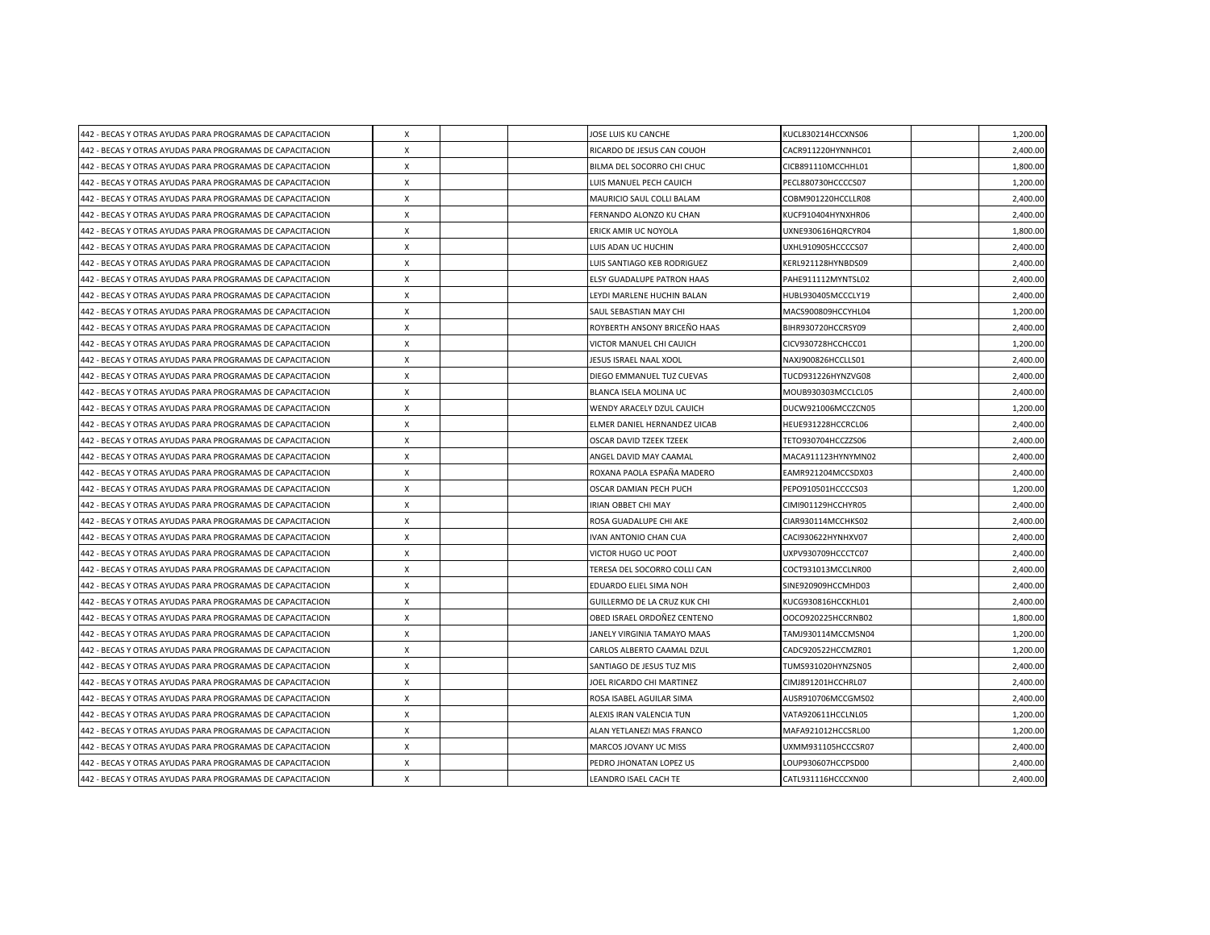| | | | | | | | |
|---|---|---|---|---|---|---|---|
| 442 - BECAS Y OTRAS AYUDAS PARA PROGRAMAS DE CAPACITACION | X | | | JOSE LUIS KU CANCHE | KUCL830214HCCXNS06 | | 1,200.00 |
| 442 - BECAS Y OTRAS AYUDAS PARA PROGRAMAS DE CAPACITACION | X | | | RICARDO DE JESUS CAN COUOH | CACR911220HYNNHC01 | | 2,400.00 |
| 442 - BECAS Y OTRAS AYUDAS PARA PROGRAMAS DE CAPACITACION | X | | | BILMA DEL SOCORRO CHI CHUC | CICB891110MCCHHL01 | | 1,800.00 |
| 442 - BECAS Y OTRAS AYUDAS PARA PROGRAMAS DE CAPACITACION | X | | | LUIS MANUEL PECH CAUICH | PECL880730HCCCCS07 | | 1,200.00 |
| 442 - BECAS Y OTRAS AYUDAS PARA PROGRAMAS DE CAPACITACION | X | | | MAURICIO SAUL COLLI BALAM | COBM901220HCCLLR08 | | 2,400.00 |
| 442 - BECAS Y OTRAS AYUDAS PARA PROGRAMAS DE CAPACITACION | X | | | FERNANDO ALONZO KU CHAN | KUCF910404HYNXHR06 | | 2,400.00 |
| 442 - BECAS Y OTRAS AYUDAS PARA PROGRAMAS DE CAPACITACION | X | | | ERICK AMIR UC NOYOLA | UXNE930616HQRCYR04 | | 1,800.00 |
| 442 - BECAS Y OTRAS AYUDAS PARA PROGRAMAS DE CAPACITACION | X | | | LUIS ADAN UC HUCHIN | UXHL910905HCCCCS07 | | 2,400.00 |
| 442 - BECAS Y OTRAS AYUDAS PARA PROGRAMAS DE CAPACITACION | X | | | LUIS SANTIAGO KEB RODRIGUEZ | KERL921128HYNBDS09 | | 2,400.00 |
| 442 - BECAS Y OTRAS AYUDAS PARA PROGRAMAS DE CAPACITACION | X | | | ELSY GUADALUPE PATRON HAAS | PAHE911112MYNTSL02 | | 2,400.00 |
| 442 - BECAS Y OTRAS AYUDAS PARA PROGRAMAS DE CAPACITACION | X | | | LEYDI MARLENE HUCHIN BALAN | HUBL930405MCCCLY19 | | 2,400.00 |
| 442 - BECAS Y OTRAS AYUDAS PARA PROGRAMAS DE CAPACITACION | X | | | SAUL SEBASTIAN MAY CHI | MACS900809HCCYHL04 | | 1,200.00 |
| 442 - BECAS Y OTRAS AYUDAS PARA PROGRAMAS DE CAPACITACION | X | | | ROYBERTH ANSONY BRICEÑO HAAS | BIHR930720HCCRSY09 | | 2,400.00 |
| 442 - BECAS Y OTRAS AYUDAS PARA PROGRAMAS DE CAPACITACION | X | | | VICTOR MANUEL CHI CAUICH | CICV930728HCCHCC01 | | 1,200.00 |
| 442 - BECAS Y OTRAS AYUDAS PARA PROGRAMAS DE CAPACITACION | X | | | JESUS ISRAEL NAAL XOOL | NAXJ900826HCCLLS01 | | 2,400.00 |
| 442 - BECAS Y OTRAS AYUDAS PARA PROGRAMAS DE CAPACITACION | X | | | DIEGO EMMANUEL TUZ CUEVAS | TUCD931226HYNZVG08 | | 2,400.00 |
| 442 - BECAS Y OTRAS AYUDAS PARA PROGRAMAS DE CAPACITACION | X | | | BLANCA ISELA MOLINA UC | MOUB930303MCCLCL05 | | 2,400.00 |
| 442 - BECAS Y OTRAS AYUDAS PARA PROGRAMAS DE CAPACITACION | X | | | WENDY ARACELY DZUL CAUICH | DUCW921006MCCZCN05 | | 1,200.00 |
| 442 - BECAS Y OTRAS AYUDAS PARA PROGRAMAS DE CAPACITACION | X | | | ELMER DANIEL HERNANDEZ UICAB | HEUE931228HCCRCL06 | | 2,400.00 |
| 442 - BECAS Y OTRAS AYUDAS PARA PROGRAMAS DE CAPACITACION | X | | | OSCAR DAVID TZEEK TZEEK | TETO930704HCCZZS06 | | 2,400.00 |
| 442 - BECAS Y OTRAS AYUDAS PARA PROGRAMAS DE CAPACITACION | X | | | ANGEL DAVID MAY CAAMAL | MACA911123HYNYMN02 | | 2,400.00 |
| 442 - BECAS Y OTRAS AYUDAS PARA PROGRAMAS DE CAPACITACION | X | | | ROXANA PAOLA ESPAÑA MADERO | EAMR921204MCCSDX03 | | 2,400.00 |
| 442 - BECAS Y OTRAS AYUDAS PARA PROGRAMAS DE CAPACITACION | X | | | OSCAR DAMIAN PECH PUCH | PEPO910501HCCCCS03 | | 1,200.00 |
| 442 - BECAS Y OTRAS AYUDAS PARA PROGRAMAS DE CAPACITACION | X | | | IRIAN OBBET CHI MAY | CIMI901129HCCHYR05 | | 2,400.00 |
| 442 - BECAS Y OTRAS AYUDAS PARA PROGRAMAS DE CAPACITACION | X | | | ROSA GUADALUPE CHI AKE | CIAR930114MCCHKS02 | | 2,400.00 |
| 442 - BECAS Y OTRAS AYUDAS PARA PROGRAMAS DE CAPACITACION | X | | | IVAN ANTONIO CHAN CUA | CACI930622HYNHXV07 | | 2,400.00 |
| 442 - BECAS Y OTRAS AYUDAS PARA PROGRAMAS DE CAPACITACION | X | | | VICTOR HUGO UC POOT | UXPV930709HCCCTC07 | | 2,400.00 |
| 442 - BECAS Y OTRAS AYUDAS PARA PROGRAMAS DE CAPACITACION | X | | | TERESA DEL SOCORRO COLLI CAN | COCT931013MCCLNR00 | | 2,400.00 |
| 442 - BECAS Y OTRAS AYUDAS PARA PROGRAMAS DE CAPACITACION | X | | | EDUARDO ELIEL SIMA NOH | SINE920909HCCMHD03 | | 2,400.00 |
| 442 - BECAS Y OTRAS AYUDAS PARA PROGRAMAS DE CAPACITACION | X | | | GUILLERMO DE LA CRUZ KUK CHI | KUCG930816HCCKHL01 | | 2,400.00 |
| 442 - BECAS Y OTRAS AYUDAS PARA PROGRAMAS DE CAPACITACION | X | | | OBED ISRAEL ORDOÑEZ CENTENO | OOCO920225HCCRNB02 | | 1,800.00 |
| 442 - BECAS Y OTRAS AYUDAS PARA PROGRAMAS DE CAPACITACION | X | | | JANELY VIRGINIA TAMAYO MAAS | TAMJ930114MCCMSN04 | | 1,200.00 |
| 442 - BECAS Y OTRAS AYUDAS PARA PROGRAMAS DE CAPACITACION | X | | | CARLOS ALBERTO CAAMAL DZUL | CADC920522HCCMZR01 | | 1,200.00 |
| 442 - BECAS Y OTRAS AYUDAS PARA PROGRAMAS DE CAPACITACION | X | | | SANTIAGO DE JESUS TUZ MIS | TUMS931020HYNZSN05 | | 2,400.00 |
| 442 - BECAS Y OTRAS AYUDAS PARA PROGRAMAS DE CAPACITACION | X | | | JOEL RICARDO CHI MARTINEZ | CIMJ891201HCCHRL07 | | 2,400.00 |
| 442 - BECAS Y OTRAS AYUDAS PARA PROGRAMAS DE CAPACITACION | X | | | ROSA ISABEL AGUILAR SIMA | AUSR910706MCCGMS02 | | 2,400.00 |
| 442 - BECAS Y OTRAS AYUDAS PARA PROGRAMAS DE CAPACITACION | X | | | ALEXIS IRAN VALENCIA TUN | VATA920611HCCLNL05 | | 1,200.00 |
| 442 - BECAS Y OTRAS AYUDAS PARA PROGRAMAS DE CAPACITACION | X | | | ALAN YETLANEZI MAS FRANCO | MAFA921012HCCSRL00 | | 1,200.00 |
| 442 - BECAS Y OTRAS AYUDAS PARA PROGRAMAS DE CAPACITACION | X | | | MARCOS JOVANY UC MISS | UXMM931105HCCCSR07 | | 2,400.00 |
| 442 - BECAS Y OTRAS AYUDAS PARA PROGRAMAS DE CAPACITACION | X | | | PEDRO JHONATAN LOPEZ US | LOUP930607HCCPSD00 | | 2,400.00 |
| 442 - BECAS Y OTRAS AYUDAS PARA PROGRAMAS DE CAPACITACION | X | | | LEANDRO ISAEL CACH TE | CATL931116HCCCXN00 | | 2,400.00 |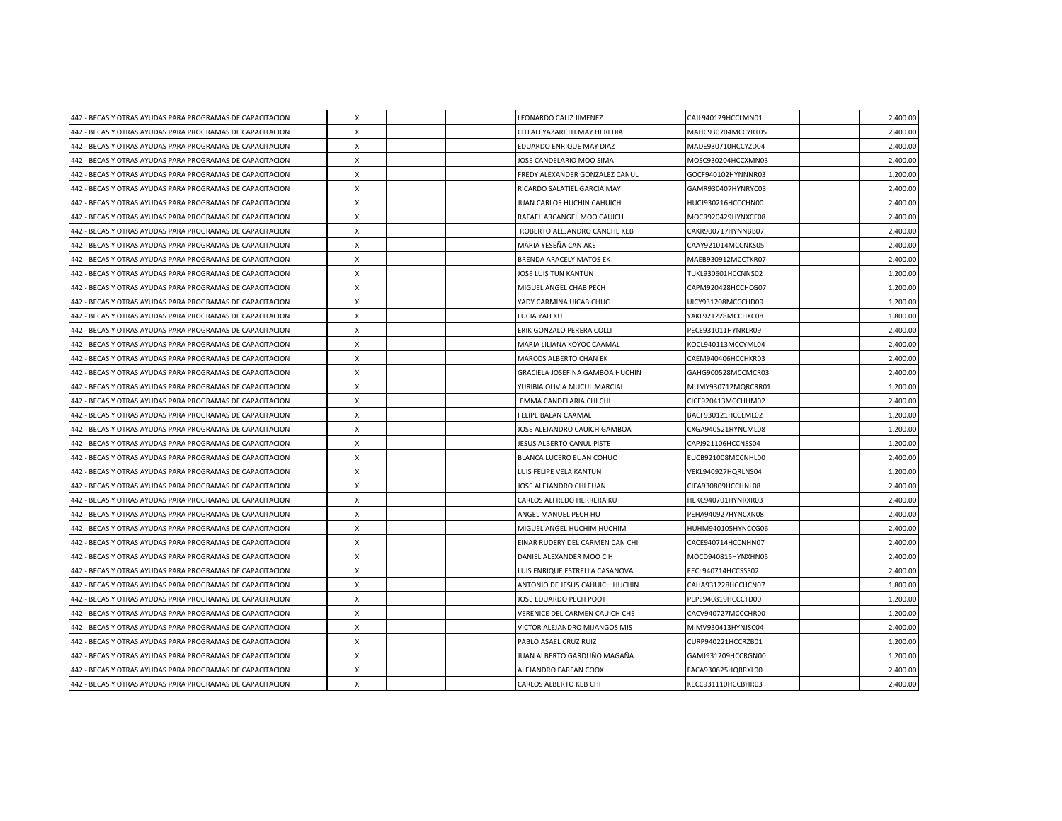| | | | | | | | |
|---|---|---|---|---|---|---|---|
| 442 - BECAS Y OTRAS AYUDAS PARA PROGRAMAS DE CAPACITACION | X | | | LEONARDO CALIZ JIMENEZ | CAJL940129HCCLMN01 | | 2,400.00 |
| 442 - BECAS Y OTRAS AYUDAS PARA PROGRAMAS DE CAPACITACION | X | | | CITLALI YAZARETH MAY HEREDIA | MAHC930704MCCYRT05 | | 2,400.00 |
| 442 - BECAS Y OTRAS AYUDAS PARA PROGRAMAS DE CAPACITACION | X | | | EDUARDO ENRIQUE MAY DIAZ | MADE930710HCCYZD04 | | 2,400.00 |
| 442 - BECAS Y OTRAS AYUDAS PARA PROGRAMAS DE CAPACITACION | X | | | JOSE CANDELARIO MOO SIMA | MOSC930204HCCXMN03 | | 2,400.00 |
| 442 - BECAS Y OTRAS AYUDAS PARA PROGRAMAS DE CAPACITACION | X | | | FREDY ALEXANDER GONZALEZ CANUL | GOCF940102HYNNNR03 | | 1,200.00 |
| 442 - BECAS Y OTRAS AYUDAS PARA PROGRAMAS DE CAPACITACION | X | | | RICARDO SALATIEL GARCIA MAY | GAMR930407HYNRYC03 | | 2,400.00 |
| 442 - BECAS Y OTRAS AYUDAS PARA PROGRAMAS DE CAPACITACION | X | | | JUAN CARLOS HUCHIN CAHUICH | HUCJ930216HCCCHN00 | | 2,400.00 |
| 442 - BECAS Y OTRAS AYUDAS PARA PROGRAMAS DE CAPACITACION | X | | | RAFAEL ARCANGEL MOO CAUICH | MOCR920429HYNXCF08 | | 2,400.00 |
| 442 - BECAS Y OTRAS AYUDAS PARA PROGRAMAS DE CAPACITACION | X | | | ROBERTO ALEJANDRO CANCHE KEB | CAKR900717HYNNBB07 | | 2,400.00 |
| 442 - BECAS Y OTRAS AYUDAS PARA PROGRAMAS DE CAPACITACION | X | | | MARIA YESEÑA CAN AKE | CAAY921014MCCNKS05 | | 2,400.00 |
| 442 - BECAS Y OTRAS AYUDAS PARA PROGRAMAS DE CAPACITACION | X | | | BRENDA ARACELY MATOS EK | MAEB930912MCCTKR07 | | 2,400.00 |
| 442 - BECAS Y OTRAS AYUDAS PARA PROGRAMAS DE CAPACITACION | X | | | JOSE LUIS TUN KANTUN | TUKL930601HCCNNS02 | | 1,200.00 |
| 442 - BECAS Y OTRAS AYUDAS PARA PROGRAMAS DE CAPACITACION | X | | | MIGUEL ANGEL CHAB PECH | CAPM920428HCCHCG07 | | 1,200.00 |
| 442 - BECAS Y OTRAS AYUDAS PARA PROGRAMAS DE CAPACITACION | X | | | YADY CARMINA UICAB CHUC | UICY931208MCCCHD09 | | 1,200.00 |
| 442 - BECAS Y OTRAS AYUDAS PARA PROGRAMAS DE CAPACITACION | X | | | LUCIA YAH KU | YAKL921228MCCHXC08 | | 1,800.00 |
| 442 - BECAS Y OTRAS AYUDAS PARA PROGRAMAS DE CAPACITACION | X | | | ERIK GONZALO PERERA COLLI | PECE931011HYNRLR09 | | 2,400.00 |
| 442 - BECAS Y OTRAS AYUDAS PARA PROGRAMAS DE CAPACITACION | X | | | MARIA LILIANA KOYOC CAAMAL | KOCL940113MCCYML04 | | 2,400.00 |
| 442 - BECAS Y OTRAS AYUDAS PARA PROGRAMAS DE CAPACITACION | X | | | MARCOS ALBERTO CHAN EK | CAEM940406HCCHKR03 | | 2,400.00 |
| 442 - BECAS Y OTRAS AYUDAS PARA PROGRAMAS DE CAPACITACION | X | | | GRACIELA JOSEFINA GAMBOA HUCHIN | GAHG900528MCCMCR03 | | 2,400.00 |
| 442 - BECAS Y OTRAS AYUDAS PARA PROGRAMAS DE CAPACITACION | X | | | YURIBIA OLIVIA MUCUL MARCIAL | MUMY930712MQRCRR01 | | 1,200.00 |
| 442 - BECAS Y OTRAS AYUDAS PARA PROGRAMAS DE CAPACITACION | X | | | EMMA CANDELARIA CHI CHI | CICE920413MCCHHM02 | | 2,400.00 |
| 442 - BECAS Y OTRAS AYUDAS PARA PROGRAMAS DE CAPACITACION | X | | | FELIPE BALAN CAAMAL | BACF930121HCCLML02 | | 1,200.00 |
| 442 - BECAS Y OTRAS AYUDAS PARA PROGRAMAS DE CAPACITACION | X | | | JOSE ALEJANDRO CAUICH GAMBOA | CXGA940521HYNCML08 | | 1,200.00 |
| 442 - BECAS Y OTRAS AYUDAS PARA PROGRAMAS DE CAPACITACION | X | | | JESUS ALBERTO CANUL PISTE | CAPJ921106HCCNSS04 | | 1,200.00 |
| 442 - BECAS Y OTRAS AYUDAS PARA PROGRAMAS DE CAPACITACION | X | | | BLANCA LUCERO EUAN COHUO | EUCB921008MCCNHL00 | | 2,400.00 |
| 442 - BECAS Y OTRAS AYUDAS PARA PROGRAMAS DE CAPACITACION | X | | | LUIS FELIPE VELA KANTUN | VEKL940927HQRLNS04 | | 1,200.00 |
| 442 - BECAS Y OTRAS AYUDAS PARA PROGRAMAS DE CAPACITACION | X | | | JOSE ALEJANDRO CHI EUAN | CIEA930809HCCHNL08 | | 2,400.00 |
| 442 - BECAS Y OTRAS AYUDAS PARA PROGRAMAS DE CAPACITACION | X | | | CARLOS ALFREDO HERRERA KU | HEKC940701HYNRXR03 | | 2,400.00 |
| 442 - BECAS Y OTRAS AYUDAS PARA PROGRAMAS DE CAPACITACION | X | | | ANGEL MANUEL PECH HU | PEHA940927HYNCXN08 | | 2,400.00 |
| 442 - BECAS Y OTRAS AYUDAS PARA PROGRAMAS DE CAPACITACION | X | | | MIGUEL ANGEL HUCHIM HUCHIM | HUHM940105HYNCCG06 | | 2,400.00 |
| 442 - BECAS Y OTRAS AYUDAS PARA PROGRAMAS DE CAPACITACION | X | | | EINAR RUDERY DEL CARMEN CAN CHI | CACE940714HCCNHN07 | | 2,400.00 |
| 442 - BECAS Y OTRAS AYUDAS PARA PROGRAMAS DE CAPACITACION | X | | | DANIEL ALEXANDER MOO CIH | MOCD940815HYNXHN05 | | 2,400.00 |
| 442 - BECAS Y OTRAS AYUDAS PARA PROGRAMAS DE CAPACITACION | X | | | LUIS ENRIQUE ESTRELLA CASANOVA | EECL940714HCCSSS02 | | 2,400.00 |
| 442 - BECAS Y OTRAS AYUDAS PARA PROGRAMAS DE CAPACITACION | X | | | ANTONIO DE JESUS CAHUICH HUCHIN | CAHA931228HCCHCN07 | | 1,800.00 |
| 442 - BECAS Y OTRAS AYUDAS PARA PROGRAMAS DE CAPACITACION | X | | | JOSE EDUARDO PECH POOT | PEPE940819HCCCTD00 | | 1,200.00 |
| 442 - BECAS Y OTRAS AYUDAS PARA PROGRAMAS DE CAPACITACION | X | | | VERENICE DEL CARMEN CAUICH CHE | CACV940727MCCCHR00 | | 1,200.00 |
| 442 - BECAS Y OTRAS AYUDAS PARA PROGRAMAS DE CAPACITACION | X | | | VICTOR ALEJANDRO MIJANGOS MIS | MIMV930413HYNJSC04 | | 2,400.00 |
| 442 - BECAS Y OTRAS AYUDAS PARA PROGRAMAS DE CAPACITACION | X | | | PABLO ASAEL CRUZ RUIZ | CURP940221HCCRZB01 | | 1,200.00 |
| 442 - BECAS Y OTRAS AYUDAS PARA PROGRAMAS DE CAPACITACION | X | | | JUAN ALBERTO GARDUÑO MAGAÑA | GAMJ931209HCCRGN00 | | 1,200.00 |
| 442 - BECAS Y OTRAS AYUDAS PARA PROGRAMAS DE CAPACITACION | X | | | ALEJANDRO FARFAN COOX | FACA930625HQRRXL00 | | 2,400.00 |
| 442 - BECAS Y OTRAS AYUDAS PARA PROGRAMAS DE CAPACITACION | X | | | CARLOS ALBERTO KEB CHI | KECC931110HCCBHR03 | | 2,400.00 |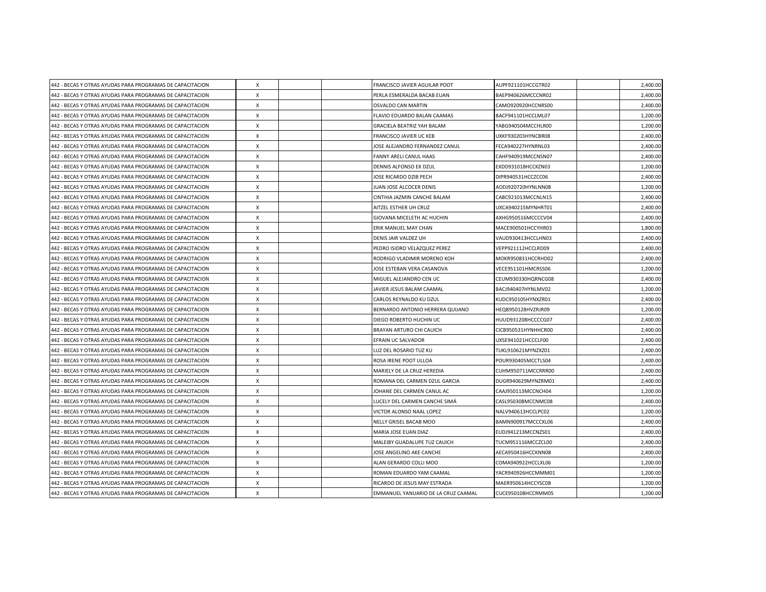| | | | | | | | |
|---|---|---|---|---|---|---|---|
| 442 - BECAS Y OTRAS AYUDAS PARA PROGRAMAS DE CAPACITACION | X | | | FRANCISCO JAVIER AGUILAR POOT | AUPF921101HCCGTR02 | | 2,400.00 |
| 442 - BECAS Y OTRAS AYUDAS PARA PROGRAMAS DE CAPACITACION | X | | | PERLA ESMERALDA BACAB EUAN | BAEP940626MCCCNR02 | | 2,400.00 |
| 442 - BECAS Y OTRAS AYUDAS PARA PROGRAMAS DE CAPACITACION | X | | | OSVALDO CAN MARTIN | CAMO920920HCCNRS00 | | 2,400.00 |
| 442 - BECAS Y OTRAS AYUDAS PARA PROGRAMAS DE CAPACITACION | X | | | FLAVIO EDUARDO BALAN CAAMAS | BACF941101HCCLML07 | | 1,200.00 |
| 442 - BECAS Y OTRAS AYUDAS PARA PROGRAMAS DE CAPACITACION | X | | | GRACIELA BEATRIZ YAH BALAM | YABG940504MCCHLR00 | | 1,200.00 |
| 442 - BECAS Y OTRAS AYUDAS PARA PROGRAMAS DE CAPACITACION | X | | | FRANCISCO JAVIER UC KEB | UXKF930203HYNCBR08 | | 2,400.00 |
| 442 - BECAS Y OTRAS AYUDAS PARA PROGRAMAS DE CAPACITACION | X | | | JOSE ALEJANDRO FERNANDEZ CANUL | FECA940227HYNRNL03 | | 2,400.00 |
| 442 - BECAS Y OTRAS AYUDAS PARA PROGRAMAS DE CAPACITACION | X | | | FANNY ARELI CANUL HAAS | CAHF940919MCCNSN07 | | 2,400.00 |
| 442 - BECAS Y OTRAS AYUDAS PARA PROGRAMAS DE CAPACITACION | X | | | DENNIS ALFONSO EK DZUL | EXDD931018HCCKZN03 | | 1,200.00 |
| 442 - BECAS Y OTRAS AYUDAS PARA PROGRAMAS DE CAPACITACION | X | | | JOSE RICARDO DZIB PECH | DIPR940531HCCZCC06 | | 2,400.00 |
| 442 - BECAS Y OTRAS AYUDAS PARA PROGRAMAS DE CAPACITACION | X | | | JUAN JOSE ALCOCER DENIS | AODJ920720HYNLNN08 | | 1,200.00 |
| 442 - BECAS Y OTRAS AYUDAS PARA PROGRAMAS DE CAPACITACION | X | | | CINTHIA JAZMIN CANCHE BALAM | CABC921013MCCNLN15 | | 2,400.00 |
| 442 - BECAS Y OTRAS AYUDAS PARA PROGRAMAS DE CAPACITACION | X | | | AITZEL ESTHER UH CRUZ | UXCA940215MYNHRT01 | | 2,400.00 |
| 442 - BECAS Y OTRAS AYUDAS PARA PROGRAMAS DE CAPACITACION | X | | | GIOVANA MICELETH AC HUCHIN | AXHG950516MCCCCV04 | | 2,400.00 |
| 442 - BECAS Y OTRAS AYUDAS PARA PROGRAMAS DE CAPACITACION | X | | | ERIK MANUEL MAY CHAN | MACE900501HCCYHR03 | | 1,800.00 |
| 442 - BECAS Y OTRAS AYUDAS PARA PROGRAMAS DE CAPACITACION | X | | | DENIS JAIR VALDEZ UH | VAUD930413HCCLHN03 | | 2,400.00 |
| 442 - BECAS Y OTRAS AYUDAS PARA PROGRAMAS DE CAPACITACION | X | | | PEDRO ISIDRO VELAZQUEZ PEREZ | VEPP921112HCCLRD09 | | 2,400.00 |
| 442 - BECAS Y OTRAS AYUDAS PARA PROGRAMAS DE CAPACITACION | X | | | RODRIGO VLADIMIR MORENO KOH | MOKR950831HCCRHD02 | | 2,400.00 |
| 442 - BECAS Y OTRAS AYUDAS PARA PROGRAMAS DE CAPACITACION | X | | | JOSE ESTEBAN VERA CASANOVA | VECE951101HMCRSS06 | | 1,200.00 |
| 442 - BECAS Y OTRAS AYUDAS PARA PROGRAMAS DE CAPACITACION | X | | | MIGUEL ALEJANDRO CEN UC | CEUM930330HQRNCG08 | | 2,400.00 |
| 442 - BECAS Y OTRAS AYUDAS PARA PROGRAMAS DE CAPACITACION | X | | | JAVIER JESUS BALAM CAAMAL | BACJ940407HYNLMV02 | | 1,200.00 |
| 442 - BECAS Y OTRAS AYUDAS PARA PROGRAMAS DE CAPACITACION | X | | | CARLOS REYNALDO KU DZUL | KUDC950105HYNXZR01 | | 2,400.00 |
| 442 - BECAS Y OTRAS AYUDAS PARA PROGRAMAS DE CAPACITACION | X | | | BERNARDO ANTONIO HERRERA QUIJANO | HEQB950128HVZRJR09 | | 1,200.00 |
| 442 - BECAS Y OTRAS AYUDAS PARA PROGRAMAS DE CAPACITACION | X | | | DIEGO ROBERTO HUCHIN UC | HUUD931208HCCCCG07 | | 2,400.00 |
| 442 - BECAS Y OTRAS AYUDAS PARA PROGRAMAS DE CAPACITACION | X | | | BRAYAN ARTURO CHI CAUICH | CICB950531HYNHHCR00 | | 2,400.00 |
| 442 - BECAS Y OTRAS AYUDAS PARA PROGRAMAS DE CAPACITACION | X | | | EFRAIN UC SALVADOR | UXSE941021HCCCLF00 | | 2,400.00 |
| 442 - BECAS Y OTRAS AYUDAS PARA PROGRAMAS DE CAPACITACION | X | | | LUZ DEL ROSARIO TUZ KU | TUKL910621MYNZXZ01 | | 2,400.00 |
| 442 - BECAS Y OTRAS AYUDAS PARA PROGRAMAS DE CAPACITACION | X | | | ROSA IRENE POOT ULLOA | POUR930405MCCTLS04 | | 2,400.00 |
| 442 - BECAS Y OTRAS AYUDAS PARA PROGRAMAS DE CAPACITACION | X | | | MARIELY DE LA CRUZ HEREDIA | CUHM950711MCCRRR00 | | 2,400.00 |
| 442 - BECAS Y OTRAS AYUDAS PARA PROGRAMAS DE CAPACITACION | X | | | ROMANA DEL CARMEN DZUL GARCIA | DUGR940629MYNZRM01 | | 2,400.00 |
| 442 - BECAS Y OTRAS AYUDAS PARA PROGRAMAS DE CAPACITACION | X | | | JOHANE DEL CARMEN CANUL AC | CAAJ950113MCCNCH04 | | 1,200.00 |
| 442 - BECAS Y OTRAS AYUDAS PARA PROGRAMAS DE CAPACITACION | X | | | LUCELY DEL CARMEN CANCHE SIMÁ | CASL950308MCCNMC08 | | 2,400.00 |
| 442 - BECAS Y OTRAS AYUDAS PARA PROGRAMAS DE CAPACITACION | X | | | VICTOR ALONSO NAAL LOPEZ | NALV940613HCCLPC02 | | 1,200.00 |
| 442 - BECAS Y OTRAS AYUDAS PARA PROGRAMAS DE CAPACITACION | X | | | NELLY GRISEL BACAB MOO | BAMN900917MCCCXL06 | | 2,400.00 |
| 442 - BECAS Y OTRAS AYUDAS PARA PROGRAMAS DE CAPACITACION | X | | | MARIA JOSE EUAN DIAZ | EUDJ941213MCCNZS01 | | 2,400.00 |
| 442 - BECAS Y OTRAS AYUDAS PARA PROGRAMAS DE CAPACITACION | X | | | MALEIBY GUADALUPE TUZ CAUICH | TUCM951116MCCZCL00 | | 2,400.00 |
| 442 - BECAS Y OTRAS AYUDAS PARA PROGRAMAS DE CAPACITACION | X | | | JOSE ANGELINO AKE CANCHE | AECA950416HCCKNN08 | | 2,400.00 |
| 442 - BECAS Y OTRAS AYUDAS PARA PROGRAMAS DE CAPACITACION | X | | | ALAN GERARDO COLLI MOO | COMA940922HCCLXL06 | | 1,200.00 |
| 442 - BECAS Y OTRAS AYUDAS PARA PROGRAMAS DE CAPACITACION | X | | | ROMAN EDUARDO YAM CAAMAL | YACR940926HCCMMM01 | | 1,200.00 |
| 442 - BECAS Y OTRAS AYUDAS PARA PROGRAMAS DE CAPACITACION | X | | | RICARDO DE JESUS MAY ESTRADA | MAER950614HCCYSC08 | | 1,200.00 |
| 442 - BECAS Y OTRAS AYUDAS PARA PROGRAMAS DE CAPACITACION | X | | | EMMANUEL YANUARIO DE LA CRUZ CAAMAL | CUCE950108HCCRMM05 | | 1,200.00 |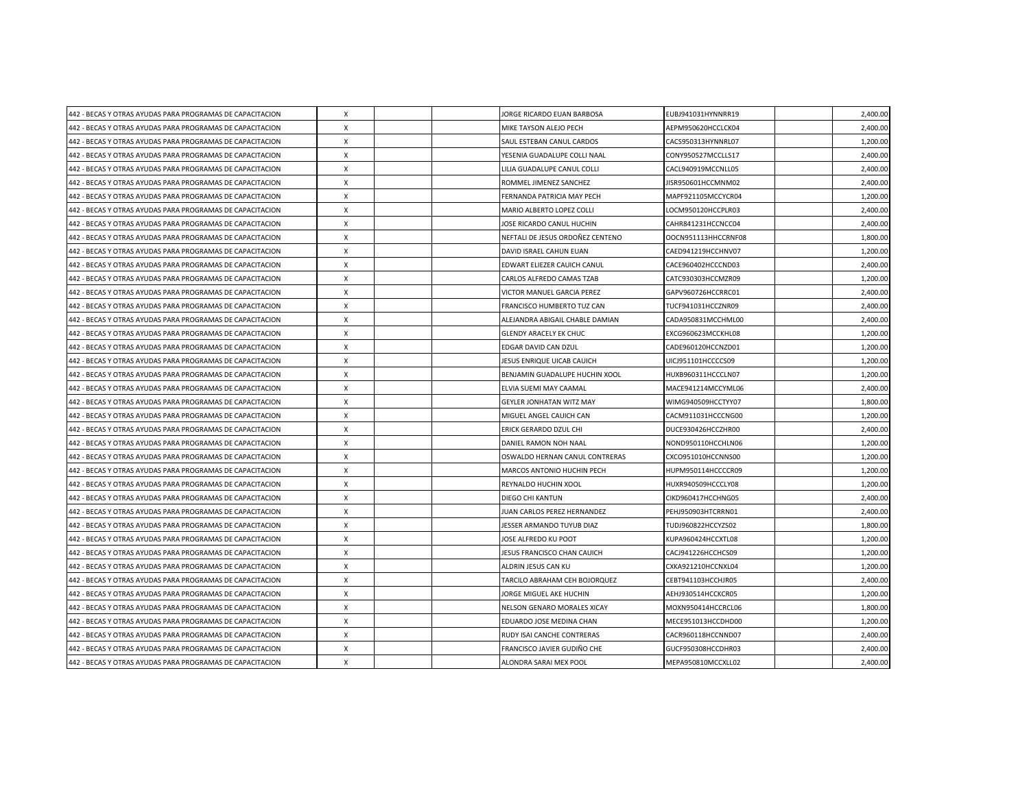| | | | | | | | |
|---|---|---|---|---|---|---|---|
| 442 - BECAS Y OTRAS AYUDAS PARA PROGRAMAS DE CAPACITACION | X | | | JORGE RICARDO EUAN BARBOSA | EUBJ941031HYNNRR19 | | 2,400.00 |
| 442 - BECAS Y OTRAS AYUDAS PARA PROGRAMAS DE CAPACITACION | X | | | MIKE TAYSON ALEJO PECH | AEPM950620HCCLCK04 | | 2,400.00 |
| 442 - BECAS Y OTRAS AYUDAS PARA PROGRAMAS DE CAPACITACION | X | | | SAUL ESTEBAN CANUL CARDOS | CACS950313HYNNRL07 | | 1,200.00 |
| 442 - BECAS Y OTRAS AYUDAS PARA PROGRAMAS DE CAPACITACION | X | | | YESENIA GUADALUPE COLLI NAAL | CONY950527MCCLLS17 | | 2,400.00 |
| 442 - BECAS Y OTRAS AYUDAS PARA PROGRAMAS DE CAPACITACION | X | | | LILIA GUADALUPE CANUL COLLI | CACL940919MCCNLL05 | | 2,400.00 |
| 442 - BECAS Y OTRAS AYUDAS PARA PROGRAMAS DE CAPACITACION | X | | | ROMMEL JIMENEZ SANCHEZ | JISR950601HCCMNM02 | | 2,400.00 |
| 442 - BECAS Y OTRAS AYUDAS PARA PROGRAMAS DE CAPACITACION | X | | | FERNANDA PATRICIA MAY PECH | MAPF921105MCCYCR04 | | 1,200.00 |
| 442 - BECAS Y OTRAS AYUDAS PARA PROGRAMAS DE CAPACITACION | X | | | MARIO ALBERTO LOPEZ COLLI | LOCM950120HCCPLR03 | | 2,400.00 |
| 442 - BECAS Y OTRAS AYUDAS PARA PROGRAMAS DE CAPACITACION | X | | | JOSE RICARDO CANUL HUCHIN | CAHR841231HCCNCC04 | | 2,400.00 |
| 442 - BECAS Y OTRAS AYUDAS PARA PROGRAMAS DE CAPACITACION | X | | | NEFTALI DE JESUS ORDOÑEZ CENTENO | OOCN951113HHCCRNF08 | | 1,800.00 |
| 442 - BECAS Y OTRAS AYUDAS PARA PROGRAMAS DE CAPACITACION | X | | | DAVID ISRAEL CAHUN EUAN | CAED941219HCCHNV07 | | 1,200.00 |
| 442 - BECAS Y OTRAS AYUDAS PARA PROGRAMAS DE CAPACITACION | X | | | EDWART ELIEZER CAUICH CANUL | CACE960402HCCCND03 | | 2,400.00 |
| 442 - BECAS Y OTRAS AYUDAS PARA PROGRAMAS DE CAPACITACION | X | | | CARLOS ALFREDO CAMAS TZAB | CATC930303HCCMZR09 | | 1,200.00 |
| 442 - BECAS Y OTRAS AYUDAS PARA PROGRAMAS DE CAPACITACION | X | | | VICTOR MANUEL GARCIA PEREZ | GAPV960726HCCRRC01 | | 2,400.00 |
| 442 - BECAS Y OTRAS AYUDAS PARA PROGRAMAS DE CAPACITACION | X | | | FRANCISCO HUMBERTO TUZ CAN | TUCF941031HCCZNR09 | | 2,400.00 |
| 442 - BECAS Y OTRAS AYUDAS PARA PROGRAMAS DE CAPACITACION | X | | | ALEJANDRA ABIGAIL CHABLE DAMIAN | CADA950831MCCHML00 | | 2,400.00 |
| 442 - BECAS Y OTRAS AYUDAS PARA PROGRAMAS DE CAPACITACION | X | | | GLENDY ARACELY EK CHUC | EXCG960623MCCKHL08 | | 1,200.00 |
| 442 - BECAS Y OTRAS AYUDAS PARA PROGRAMAS DE CAPACITACION | X | | | EDGAR DAVID CAN DZUL | CADE960120HCCNZD01 | | 1,200.00 |
| 442 - BECAS Y OTRAS AYUDAS PARA PROGRAMAS DE CAPACITACION | X | | | JESUS ENRIQUE UICAB CAUICH | UICJ951101HCCCCS09 | | 1,200.00 |
| 442 - BECAS Y OTRAS AYUDAS PARA PROGRAMAS DE CAPACITACION | X | | | BENJAMIN GUADALUPE HUCHIN XOOL | HUXB960311HCCCLN07 | | 1,200.00 |
| 442 - BECAS Y OTRAS AYUDAS PARA PROGRAMAS DE CAPACITACION | X | | | ELVIA SUEMI MAY CAAMAL | MACE941214MCCYML06 | | 2,400.00 |
| 442 - BECAS Y OTRAS AYUDAS PARA PROGRAMAS DE CAPACITACION | X | | | GEYLER JONHATAN WITZ MAY | WIMG940509HCCTYY07 | | 1,800.00 |
| 442 - BECAS Y OTRAS AYUDAS PARA PROGRAMAS DE CAPACITACION | X | | | MIGUEL ANGEL CAUICH CAN | CACM911031HCCCNG00 | | 1,200.00 |
| 442 - BECAS Y OTRAS AYUDAS PARA PROGRAMAS DE CAPACITACION | X | | | ERICK GERARDO DZUL CHI | DUCE930426HCCZHR00 | | 2,400.00 |
| 442 - BECAS Y OTRAS AYUDAS PARA PROGRAMAS DE CAPACITACION | X | | | DANIEL RAMON NOH NAAL | NOND950110HCCHLN06 | | 1,200.00 |
| 442 - BECAS Y OTRAS AYUDAS PARA PROGRAMAS DE CAPACITACION | X | | | OSWALDO HERNAN CANUL CONTRERAS | CXCO951010HCCNNS00 | | 1,200.00 |
| 442 - BECAS Y OTRAS AYUDAS PARA PROGRAMAS DE CAPACITACION | X | | | MARCOS ANTONIO HUCHIN PECH | HUPM950114HCCCCR09 | | 1,200.00 |
| 442 - BECAS Y OTRAS AYUDAS PARA PROGRAMAS DE CAPACITACION | X | | | REYNALDO HUCHIN XOOL | HUXR940509HCCCLY08 | | 1,200.00 |
| 442 - BECAS Y OTRAS AYUDAS PARA PROGRAMAS DE CAPACITACION | X | | | DIEGO CHI KANTUN | CIKD960417HCCHNG05 | | 2,400.00 |
| 442 - BECAS Y OTRAS AYUDAS PARA PROGRAMAS DE CAPACITACION | X | | | JUAN CARLOS PEREZ HERNANDEZ | PEHJ950903HTCRRN01 | | 2,400.00 |
| 442 - BECAS Y OTRAS AYUDAS PARA PROGRAMAS DE CAPACITACION | X | | | JESSER ARMANDO TUYUB DIAZ | TUDJ960822HCCYZS02 | | 1,800.00 |
| 442 - BECAS Y OTRAS AYUDAS PARA PROGRAMAS DE CAPACITACION | X | | | JOSE ALFREDO KU POOT | KUPA960424HCCXTL08 | | 1,200.00 |
| 442 - BECAS Y OTRAS AYUDAS PARA PROGRAMAS DE CAPACITACION | X | | | JESUS FRANCISCO CHAN CAUICH | CACJ941226HCCHCS09 | | 1,200.00 |
| 442 - BECAS Y OTRAS AYUDAS PARA PROGRAMAS DE CAPACITACION | X | | | ALDRIN JESUS CAN KU | CXKA921210HCCNXL04 | | 1,200.00 |
| 442 - BECAS Y OTRAS AYUDAS PARA PROGRAMAS DE CAPACITACION | X | | | TARCILO ABRAHAM CEH BOJORQUEZ | CEBT941103HCCHJR05 | | 2,400.00 |
| 442 - BECAS Y OTRAS AYUDAS PARA PROGRAMAS DE CAPACITACION | X | | | JORGE MIGUEL AKE HUCHIN | AEHJ930514HCCKCR05 | | 1,200.00 |
| 442 - BECAS Y OTRAS AYUDAS PARA PROGRAMAS DE CAPACITACION | X | | | NELSON GENARO MORALES XICAY | MOXN950414HCCRCL06 | | 1,800.00 |
| 442 - BECAS Y OTRAS AYUDAS PARA PROGRAMAS DE CAPACITACION | X | | | EDUARDO JOSE MEDINA CHAN | MECE951013HCCDHD00 | | 1,200.00 |
| 442 - BECAS Y OTRAS AYUDAS PARA PROGRAMAS DE CAPACITACION | X | | | RUDY ISAI CANCHE CONTRERAS | CACR960118HCCNND07 | | 2,400.00 |
| 442 - BECAS Y OTRAS AYUDAS PARA PROGRAMAS DE CAPACITACION | X | | | FRANCISCO JAVIER GUDIÑO CHE | GUCF950308HCCDHR03 | | 2,400.00 |
| 442 - BECAS Y OTRAS AYUDAS PARA PROGRAMAS DE CAPACITACION | X | | | ALONDRA SARAI MEX POOL | MEPA950810MCCXLL02 | | 2,400.00 |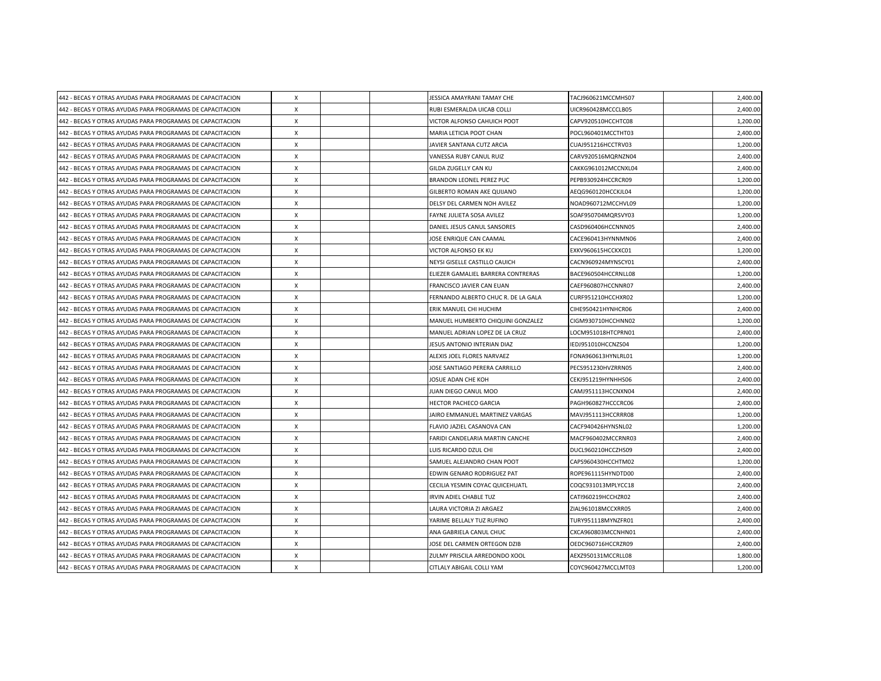| | | | | | | | |
|---|---|---|---|---|---|---|---|
| 442 - BECAS Y OTRAS AYUDAS PARA PROGRAMAS DE CAPACITACION | X | | | JESSICA AMAYRANI TAMAY CHE | TACJ960621MCCMHS07 | | 2,400.00 |
| 442 - BECAS Y OTRAS AYUDAS PARA PROGRAMAS DE CAPACITACION | X | | | RUBI ESMERALDA UICAB COLLI | UICR960428MCCCLB05 | | 2,400.00 |
| 442 - BECAS Y OTRAS AYUDAS PARA PROGRAMAS DE CAPACITACION | X | | | VICTOR ALFONSO CAHUICH POOT | CAPV920510HCCHTC08 | | 1,200.00 |
| 442 - BECAS Y OTRAS AYUDAS PARA PROGRAMAS DE CAPACITACION | X | | | MARIA LETICIA POOT CHAN | POCL960401MCCTHT03 | | 2,400.00 |
| 442 - BECAS Y OTRAS AYUDAS PARA PROGRAMAS DE CAPACITACION | X | | | JAVIER SANTANA CUTZ ARCIA | CUAJ951216HCCTRV03 | | 1,200.00 |
| 442 - BECAS Y OTRAS AYUDAS PARA PROGRAMAS DE CAPACITACION | X | | | VANESSA RUBY CANUL RUIZ | CARV920516MQRNZN04 | | 2,400.00 |
| 442 - BECAS Y OTRAS AYUDAS PARA PROGRAMAS DE CAPACITACION | X | | | GILDA ZUGELLY CAN KU | CAKKG961012MCCNXL04 | | 2,400.00 |
| 442 - BECAS Y OTRAS AYUDAS PARA PROGRAMAS DE CAPACITACION | X | | | BRANDON LEONEL PEREZ PUC | PEPB930924HCCRCR09 | | 1,200.00 |
| 442 - BECAS Y OTRAS AYUDAS PARA PROGRAMAS DE CAPACITACION | X | | | GILBERTO ROMAN AKE QUIJANO | AEQG960120HCCKJL04 | | 1,200.00 |
| 442 - BECAS Y OTRAS AYUDAS PARA PROGRAMAS DE CAPACITACION | X | | | DELSY DEL CARMEN NOH AVILEZ | NOAD960712MCCHVL09 | | 1,200.00 |
| 442 - BECAS Y OTRAS AYUDAS PARA PROGRAMAS DE CAPACITACION | X | | | FAYNE JULIETA SOSA AVILEZ | SOAF950704MQRSVY03 | | 1,200.00 |
| 442 - BECAS Y OTRAS AYUDAS PARA PROGRAMAS DE CAPACITACION | X | | | DANIEL JESUS CANUL SANSORES | CASD960406HCCNNN05 | | 2,400.00 |
| 442 - BECAS Y OTRAS AYUDAS PARA PROGRAMAS DE CAPACITACION | X | | | JOSE ENRIQUE CAN CAAMAL | CACE960413HYNNMN06 | | 2,400.00 |
| 442 - BECAS Y OTRAS AYUDAS PARA PROGRAMAS DE CAPACITACION | X | | | VICTOR ALFONSO EK KU | EXKV960615HCCKXC01 | | 1,200.00 |
| 442 - BECAS Y OTRAS AYUDAS PARA PROGRAMAS DE CAPACITACION | X | | | NEYSI GISELLE CASTILLO CAUICH | CACN960924MYNSCY01 | | 2,400.00 |
| 442 - BECAS Y OTRAS AYUDAS PARA PROGRAMAS DE CAPACITACION | X | | | ELIEZER GAMALIEL BARRERA CONTRERAS | BACE960504HCCRNL08 | | 1,200.00 |
| 442 - BECAS Y OTRAS AYUDAS PARA PROGRAMAS DE CAPACITACION | X | | | FRANCISCO JAVIER CAN EUAN | CAEF960807HCCNNR07 | | 2,400.00 |
| 442 - BECAS Y OTRAS AYUDAS PARA PROGRAMAS DE CAPACITACION | X | | | FERNANDO ALBERTO CHUC R. DE LA GALA | CURF951210HCCHXR02 | | 1,200.00 |
| 442 - BECAS Y OTRAS AYUDAS PARA PROGRAMAS DE CAPACITACION | X | | | ERIK MANUEL CHI HUCHIM | CIHE950421HYNHCR06 | | 2,400.00 |
| 442 - BECAS Y OTRAS AYUDAS PARA PROGRAMAS DE CAPACITACION | X | | | MANUEL HUMBERTO CHIQUINI GONZALEZ | CIGM930710HCCHNN02 | | 1,200.00 |
| 442 - BECAS Y OTRAS AYUDAS PARA PROGRAMAS DE CAPACITACION | X | | | MANUEL ADRIAN LOPEZ DE LA CRUZ | LOCM951018HTCPRN01 | | 2,400.00 |
| 442 - BECAS Y OTRAS AYUDAS PARA PROGRAMAS DE CAPACITACION | X | | | JESUS ANTONIO INTERIAN DIAZ | IEDJ951010HCCNZS04 | | 1,200.00 |
| 442 - BECAS Y OTRAS AYUDAS PARA PROGRAMAS DE CAPACITACION | X | | | ALEXIS JOEL FLORES NARVAEZ | FONA960613HYNLRL01 | | 1,200.00 |
| 442 - BECAS Y OTRAS AYUDAS PARA PROGRAMAS DE CAPACITACION | X | | | JOSE SANTIAGO PERERA CARRILLO | PECS951230HVZRRN05 | | 2,400.00 |
| 442 - BECAS Y OTRAS AYUDAS PARA PROGRAMAS DE CAPACITACION | X | | | JOSUE ADAN CHE KOH | CEKJ951219HYNHHS06 | | 2,400.00 |
| 442 - BECAS Y OTRAS AYUDAS PARA PROGRAMAS DE CAPACITACION | X | | | JUAN DIEGO CANUL MOO | CAMJ951113HCCNXN04 | | 2,400.00 |
| 442 - BECAS Y OTRAS AYUDAS PARA PROGRAMAS DE CAPACITACION | X | | | HECTOR PACHECO GARCIA | PAGH960827HCCCRC06 | | 2,400.00 |
| 442 - BECAS Y OTRAS AYUDAS PARA PROGRAMAS DE CAPACITACION | X | | | JAIRO EMMANUEL MARTINEZ VARGAS | MAVJ951113HCCRRR08 | | 1,200.00 |
| 442 - BECAS Y OTRAS AYUDAS PARA PROGRAMAS DE CAPACITACION | X | | | FLAVIO JAZIEL CASANOVA CAN | CACF940426HYNSNL02 | | 1,200.00 |
| 442 - BECAS Y OTRAS AYUDAS PARA PROGRAMAS DE CAPACITACION | X | | | FARIDI CANDELARIA MARTIN CANCHE | MACF960402MCCRNR03 | | 2,400.00 |
| 442 - BECAS Y OTRAS AYUDAS PARA PROGRAMAS DE CAPACITACION | X | | | LUIS RICARDO DZUL CHI | DUCL960210HCCZHS09 | | 2,400.00 |
| 442 - BECAS Y OTRAS AYUDAS PARA PROGRAMAS DE CAPACITACION | X | | | SAMUEL ALEJANDRO CHAN POOT | CAPS960430HCCHTM02 | | 1,200.00 |
| 442 - BECAS Y OTRAS AYUDAS PARA PROGRAMAS DE CAPACITACION | X | | | EDWIN GENARO RODRIGUEZ PAT | ROPE961115HYNDTD00 | | 2,400.00 |
| 442 - BECAS Y OTRAS AYUDAS PARA PROGRAMAS DE CAPACITACION | X | | | CECILIA YESMIN COYAC QUICEHUATL | COQC931013MPLYCC18 | | 2,400.00 |
| 442 - BECAS Y OTRAS AYUDAS PARA PROGRAMAS DE CAPACITACION | X | | | IRVIN ADIEL CHABLE TUZ | CATI960219HCCHZR02 | | 2,400.00 |
| 442 - BECAS Y OTRAS AYUDAS PARA PROGRAMAS DE CAPACITACION | X | | | LAURA VICTORIA ZI ARGAEZ | ZIAL961018MCCXRR05 | | 2,400.00 |
| 442 - BECAS Y OTRAS AYUDAS PARA PROGRAMAS DE CAPACITACION | X | | | YARIME BELLALY TUZ RUFINO | TURY951118MYNZFR01 | | 2,400.00 |
| 442 - BECAS Y OTRAS AYUDAS PARA PROGRAMAS DE CAPACITACION | X | | | ANA GABRIELA CANUL CHUC | CXCA960803MCCNHN01 | | 2,400.00 |
| 442 - BECAS Y OTRAS AYUDAS PARA PROGRAMAS DE CAPACITACION | X | | | JOSE DEL CARMEN ORTEGON DZIB | OEDC960716HCCRZR09 | | 2,400.00 |
| 442 - BECAS Y OTRAS AYUDAS PARA PROGRAMAS DE CAPACITACION | X | | | ZULMY PRISCILA ARREDONDO XOOL | AEXZ950131MCCRLL08 | | 1,800.00 |
| 442 - BECAS Y OTRAS AYUDAS PARA PROGRAMAS DE CAPACITACION | X | | | CITLALY ABIGAIL COLLI YAM | COYC960427MCCLMT03 | | 1,200.00 |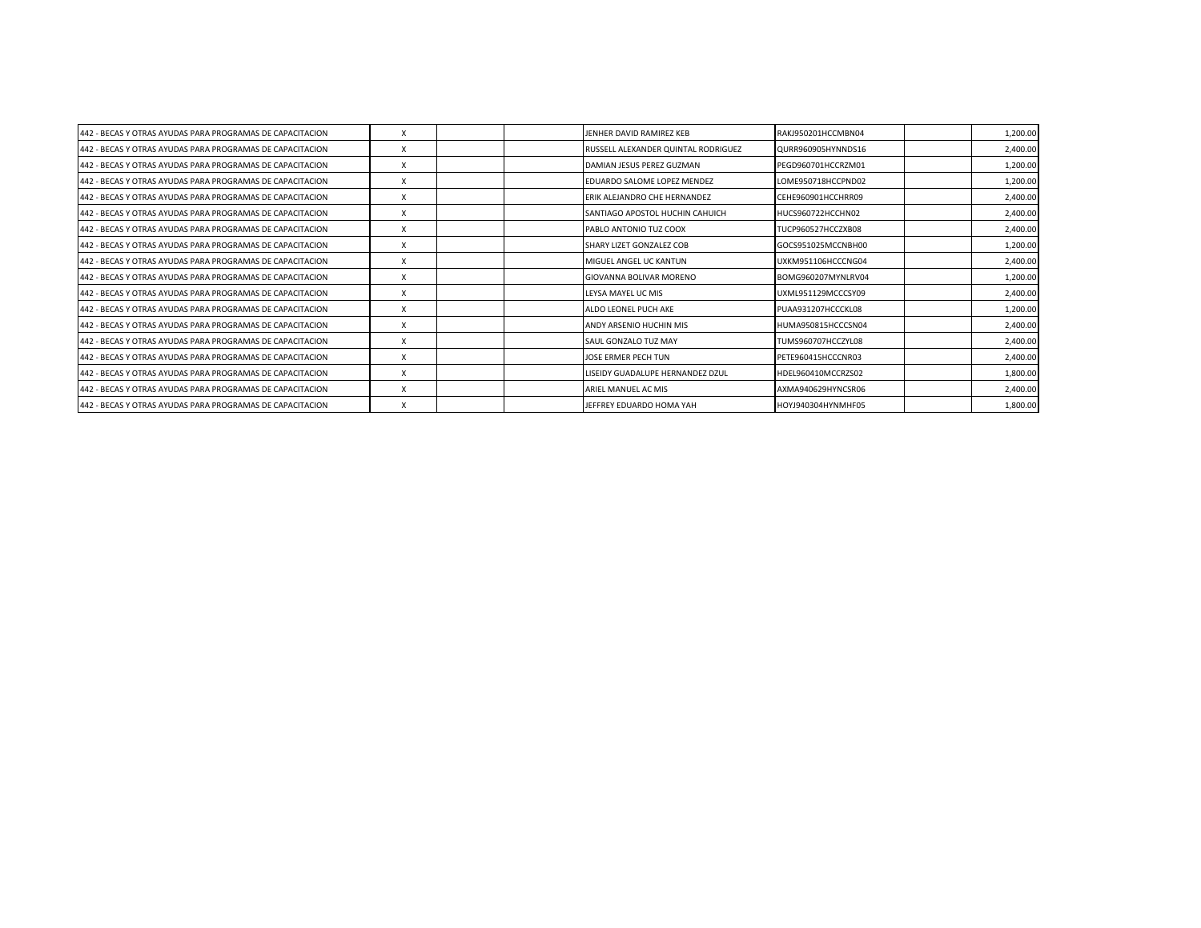| | | | | | | | |
|---|---|---|---|---|---|---|---|
| 442 - BECAS Y OTRAS AYUDAS PARA PROGRAMAS DE CAPACITACION | X | | | JENHER DAVID RAMIREZ KEB | RAKJ950201HCCMBN04 | | 1,200.00 |
| 442 - BECAS Y OTRAS AYUDAS PARA PROGRAMAS DE CAPACITACION | X | | | RUSSELL ALEXANDER QUINTAL RODRIGUEZ | QURR960905HYNNDS16 | | 2,400.00 |
| 442 - BECAS Y OTRAS AYUDAS PARA PROGRAMAS DE CAPACITACION | X | | | DAMIAN JESUS PEREZ GUZMAN | PEGD960701HCCRZM01 | | 1,200.00 |
| 442 - BECAS Y OTRAS AYUDAS PARA PROGRAMAS DE CAPACITACION | X | | | EDUARDO SALOME LOPEZ MENDEZ | LOME950718HCCPND02 | | 1,200.00 |
| 442 - BECAS Y OTRAS AYUDAS PARA PROGRAMAS DE CAPACITACION | X | | | ERIK ALEJANDRO CHE HERNANDEZ | CEHE960901HCCHRR09 | | 2,400.00 |
| 442 - BECAS Y OTRAS AYUDAS PARA PROGRAMAS DE CAPACITACION | X | | | SANTIAGO APOSTOL HUCHIN CAHUICH | HUCS960722HCCHN02 | | 2,400.00 |
| 442 - BECAS Y OTRAS AYUDAS PARA PROGRAMAS DE CAPACITACION | X | | | PABLO ANTONIO TUZ COOX | TUCP960527HCCZXB08 | | 2,400.00 |
| 442 - BECAS Y OTRAS AYUDAS PARA PROGRAMAS DE CAPACITACION | X | | | SHARY LIZET GONZALEZ COB | GOCS951025MCCNBH00 | | 1,200.00 |
| 442 - BECAS Y OTRAS AYUDAS PARA PROGRAMAS DE CAPACITACION | X | | | MIGUEL ANGEL UC KANTUN | UXKM951106HCCCNG04 | | 2,400.00 |
| 442 - BECAS Y OTRAS AYUDAS PARA PROGRAMAS DE CAPACITACION | X | | | GIOVANNA BOLIVAR MORENO | BOMG960207MYNLRV04 | | 1,200.00 |
| 442 - BECAS Y OTRAS AYUDAS PARA PROGRAMAS DE CAPACITACION | X | | | LEYSA MAYEL UC MIS | UXML951129MCCCSY09 | | 2,400.00 |
| 442 - BECAS Y OTRAS AYUDAS PARA PROGRAMAS DE CAPACITACION | X | | | ALDO LEONEL PUCH AKE | PUAA931207HCCCKL08 | | 1,200.00 |
| 442 - BECAS Y OTRAS AYUDAS PARA PROGRAMAS DE CAPACITACION | X | | | ANDY ARSENIO HUCHIN MIS | HUMA950815HCCCSN04 | | 2,400.00 |
| 442 - BECAS Y OTRAS AYUDAS PARA PROGRAMAS DE CAPACITACION | X | | | SAUL GONZALO TUZ MAY | TUMS960707HCCZYL08 | | 2,400.00 |
| 442 - BECAS Y OTRAS AYUDAS PARA PROGRAMAS DE CAPACITACION | X | | | JOSE ERMER PECH TUN | PETE960415HCCCNR03 | | 2,400.00 |
| 442 - BECAS Y OTRAS AYUDAS PARA PROGRAMAS DE CAPACITACION | X | | | LISEIDY GUADALUPE HERNANDEZ DZUL | HDEL960410MCCRZS02 | | 1,800.00 |
| 442 - BECAS Y OTRAS AYUDAS PARA PROGRAMAS DE CAPACITACION | X | | | ARIEL MANUEL AC MIS | AXMA940629HYNCSR06 | | 2,400.00 |
| 442 - BECAS Y OTRAS AYUDAS PARA PROGRAMAS DE CAPACITACION | X | | | JEFFREY EDUARDO HOMA YAH | HOYJ940304HYNMHF05 | | 1,800.00 |